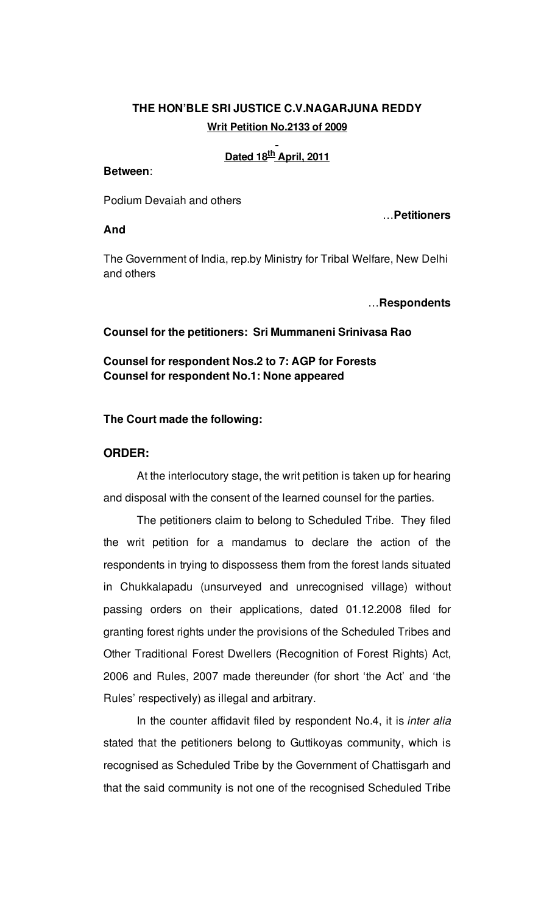# THE HON'BLE SRI JUSTICE C.V.NAGARJUNA REDDY

**Writ Petition No.2133 of 2009**

**Dated 18th April, 2011**

**Between**:

Podium Devaiah and others

…**Petitioners**

**And**

The Government of India, rep.by Ministry for Tribal Welfare, New Delhi and others

…**Respondents**

**Counsel for the petitioners: Sri Mummaneni Srinivasa Rao**

**Counsel for respondent Nos.2 to 7: AGP for Forests**
**Counsel for respondent No.1: None appeared**

**The Court made the following:**

**ORDER:**

At the interlocutory stage, the writ petition is taken up for hearing and disposal with the consent of the learned counsel for the parties.

The petitioners claim to belong to Scheduled Tribe. They filed the writ petition for a mandamus to declare the action of the respondents in trying to dispossess them from the forest lands situated in Chukkalapadu (unsurveyed and unrecognised village) without passing orders on their applications, dated 01.12.2008 filed for granting forest rights under the provisions of the Scheduled Tribes and Other Traditional Forest Dwellers (Recognition of Forest Rights) Act, 2006 and Rules, 2007 made thereunder (for short 'the Act' and 'the Rules' respectively) as illegal and arbitrary.

In the counter affidavit filed by respondent No.4, it is *inter alia* stated that the petitioners belong to Guttikoyas community, which is recognised as Scheduled Tribe by the Government of Chattisgarh and that the said community is not one of the recognised Scheduled Tribe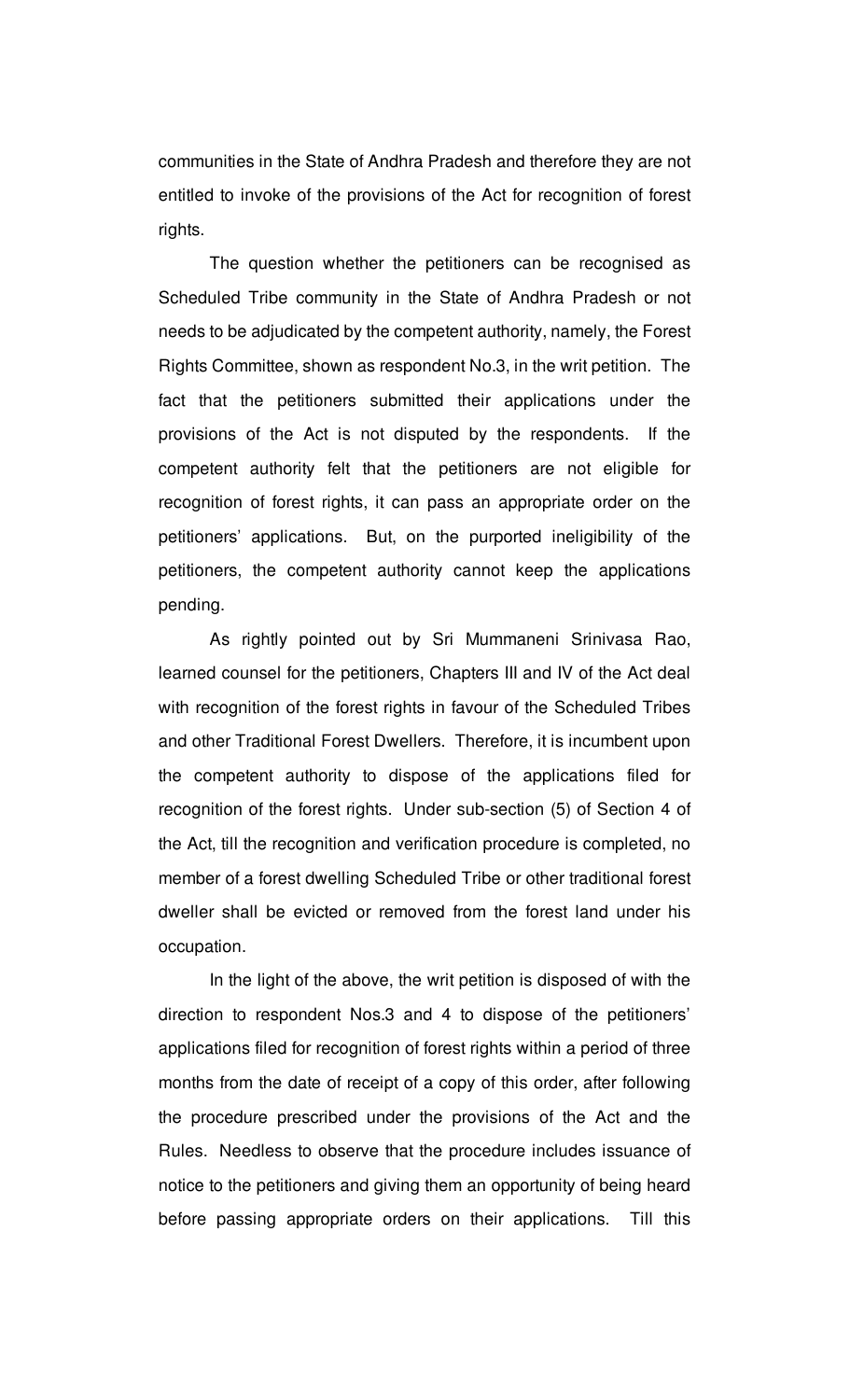communities in the State of Andhra Pradesh and therefore they are not entitled to invoke of the provisions of the Act for recognition of forest rights.

The question whether the petitioners can be recognised as Scheduled Tribe community in the State of Andhra Pradesh or not needs to be adjudicated by the competent authority, namely, the Forest Rights Committee, shown as respondent No.3, in the writ petition. The fact that the petitioners submitted their applications under the provisions of the Act is not disputed by the respondents. If the competent authority felt that the petitioners are not eligible for recognition of forest rights, it can pass an appropriate order on the petitioners' applications. But, on the purported ineligibility of the petitioners, the competent authority cannot keep the applications pending.

As rightly pointed out by Sri Mummaneni Srinivasa Rao, learned counsel for the petitioners, Chapters III and IV of the Act deal with recognition of the forest rights in favour of the Scheduled Tribes and other Traditional Forest Dwellers. Therefore, it is incumbent upon the competent authority to dispose of the applications filed for recognition of the forest rights. Under sub-section (5) of Section 4 of the Act, till the recognition and verification procedure is completed, no member of a forest dwelling Scheduled Tribe or other traditional forest dweller shall be evicted or removed from the forest land under his occupation.

In the light of the above, the writ petition is disposed of with the direction to respondent Nos.3 and 4 to dispose of the petitioners' applications filed for recognition of forest rights within a period of three months from the date of receipt of a copy of this order, after following the procedure prescribed under the provisions of the Act and the Rules. Needless to observe that the procedure includes issuance of notice to the petitioners and giving them an opportunity of being heard before passing appropriate orders on their applications. Till this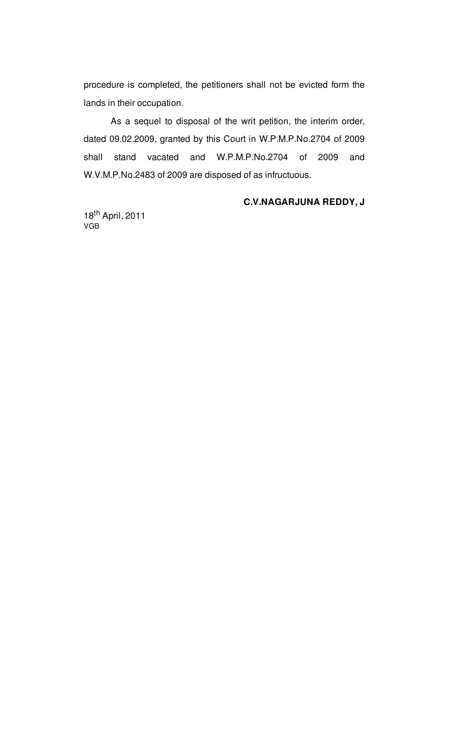procedure is completed, the petitioners shall not be evicted form the lands in their occupation.

As a sequel to disposal of the writ petition, the interim order, dated 09.02.2009, granted by this Court in W.P.M.P.No.2704 of 2009 shall stand vacated and W.P.M.P.No.2704 of 2009 and W.V.M.P.No.2483 of 2009 are disposed of as infructuous.

**C.V.NAGARJUNA REDDY, J**

18th April, 2011
VGB